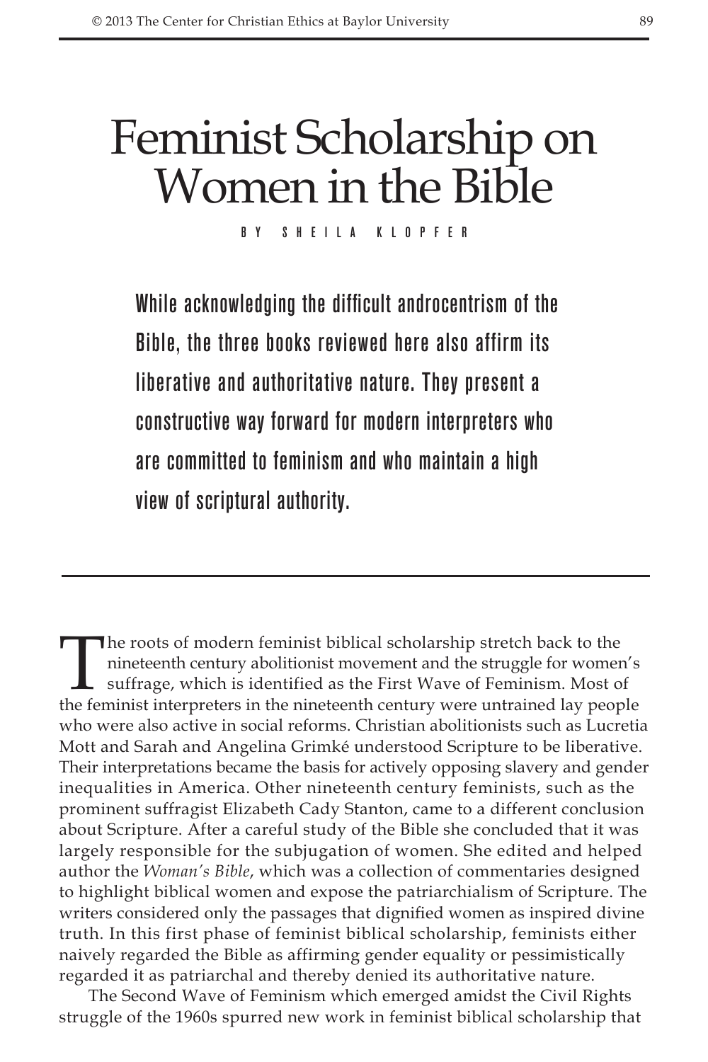# Feminist Scholarship on Women in the Bible

BY SHEILA KLOPFER

**While acknowledging the difficult androcentrism of the Bible, the three books reviewed here also affirm its liberative and authoritative nature. They present a constructive way forward for modern interpreters who are committed to feminism and who maintain a high view of scriptural authority.**

---

The roots of modern feminist biblical scholarship stretch back to the nineteenth century abolitionist movement and the struggle for women's suffrage, which is identified as the First Wave of Feminism. Most of the feminist interpreters in the nineteenth century were untrained lay people who were also active in social reforms. Christian abolitionists such as Lucretia Mott and Sarah and Angelina Grimké understood Scripture to be liberative. Their interpretations became the basis for actively opposing slavery and gender inequalities in America. Other nineteenth century feminists, such as the prominent suffragist Elizabeth Cady Stanton, came to a different conclusion about Scripture. After a careful study of the Bible she concluded that it was largely responsible for the subjugation of women. She edited and helped author the *Woman's Bible*, which was a collection of commentaries designed to highlight biblical women and expose the patriarchialism of Scripture. The writers considered only the passages that dignified women as inspired divine truth. In this first phase of feminist biblical scholarship, feminists either naively regarded the Bible as affirming gender equality or pessimistically regarded it as patriarchal and thereby denied its authoritative nature.

The Second Wave of Feminism which emerged amidst the Civil Rights struggle of the 1960s spurred new work in feminist biblical scholarship that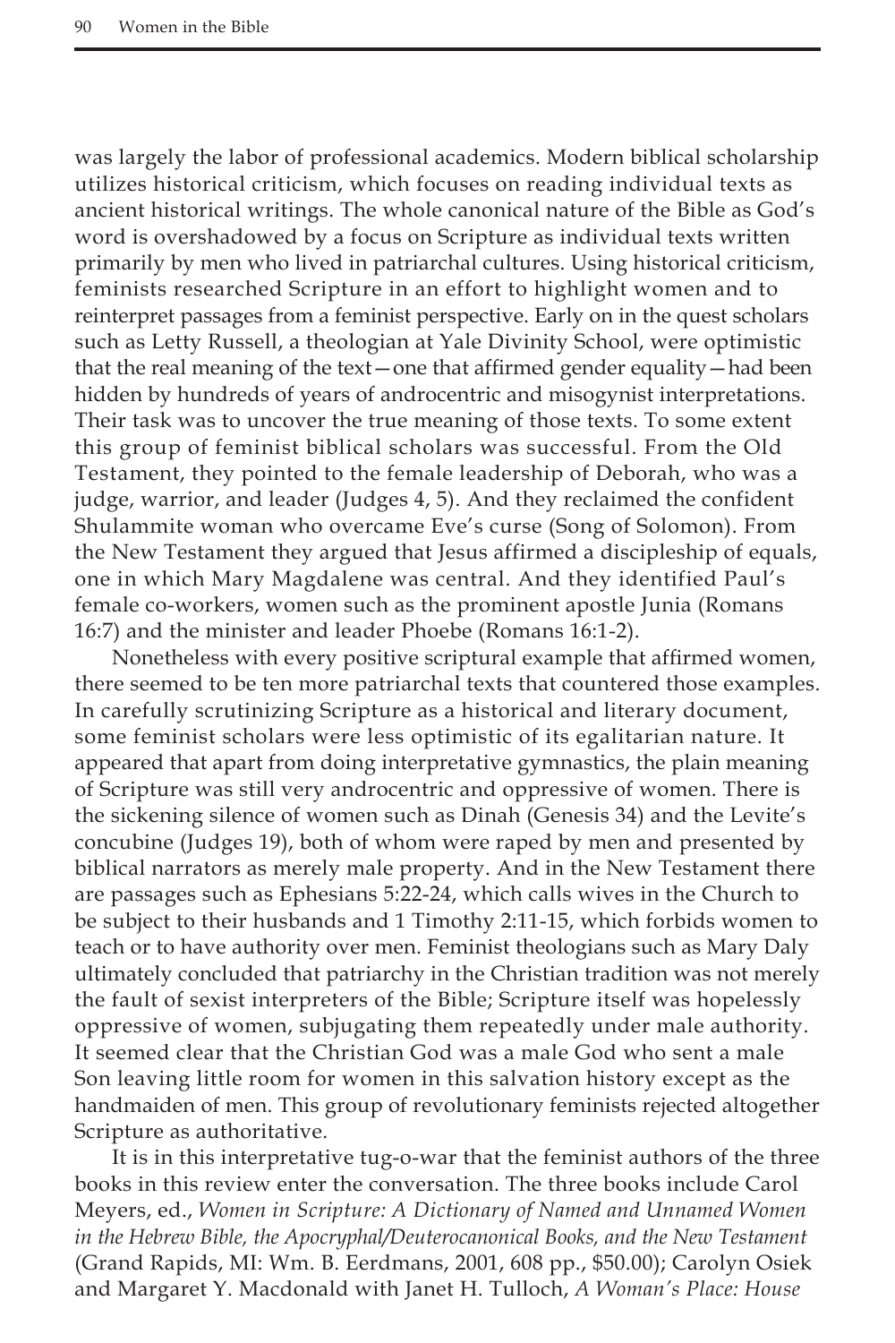was largely the labor of professional academics. Modern biblical scholarship utilizes historical criticism, which focuses on reading individual texts as ancient historical writings. The whole canonical nature of the Bible as God's word is overshadowed by a focus on Scripture as individual texts written primarily by men who lived in patriarchal cultures. Using historical criticism, feminists researched Scripture in an effort to highlight women and to reinterpret passages from a feminist perspective. Early on in the quest scholars such as Letty Russell, a theologian at Yale Divinity School, were optimistic that the real meaning of the text—one that affirmed gender equality—had been hidden by hundreds of years of androcentric and misogynist interpretations. Their task was to uncover the true meaning of those texts. To some extent this group of feminist biblical scholars was successful. From the Old Testament, they pointed to the female leadership of Deborah, who was a judge, warrior, and leader (Judges 4, 5). And they reclaimed the confident Shulammite woman who overcame Eve's curse (Song of Solomon). From the New Testament they argued that Jesus affirmed a discipleship of equals, one in which Mary Magdalene was central. And they identified Paul's female co-workers, women such as the prominent apostle Junia (Romans 16:7) and the minister and leader Phoebe (Romans 16:1-2).

Nonetheless with every positive scriptural example that affirmed women, there seemed to be ten more patriarchal texts that countered those examples. In carefully scrutinizing Scripture as a historical and literary document, some feminist scholars were less optimistic of its egalitarian nature. It appeared that apart from doing interpretative gymnastics, the plain meaning of Scripture was still very androcentric and oppressive of women. There is the sickening silence of women such as Dinah (Genesis 34) and the Levite's concubine (Judges 19), both of whom were raped by men and presented by biblical narrators as merely male property. And in the New Testament there are passages such as Ephesians 5:22-24, which calls wives in the Church to be subject to their husbands and 1 Timothy 2:11-15, which forbids women to teach or to have authority over men. Feminist theologians such as Mary Daly ultimately concluded that patriarchy in the Christian tradition was not merely the fault of sexist interpreters of the Bible; Scripture itself was hopelessly oppressive of women, subjugating them repeatedly under male authority. It seemed clear that the Christian God was a male God who sent a male Son leaving little room for women in this salvation history except as the handmaiden of men. This group of revolutionary feminists rejected altogether Scripture as authoritative.

It is in this interpretative tug-o-war that the feminist authors of the three books in this review enter the conversation. The three books include Carol Meyers, ed., *Women in Scripture: A Dictionary of Named and Unnamed Women in the Hebrew Bible, the Apocryphal/Deuterocanonical Books, and the New Testament* (Grand Rapids, MI: Wm. B. Eerdmans, 2001, 608 pp., $50.00); Carolyn Osiek and Margaret Y. Macdonald with Janet H. Tulloch, *A Woman's Place: House*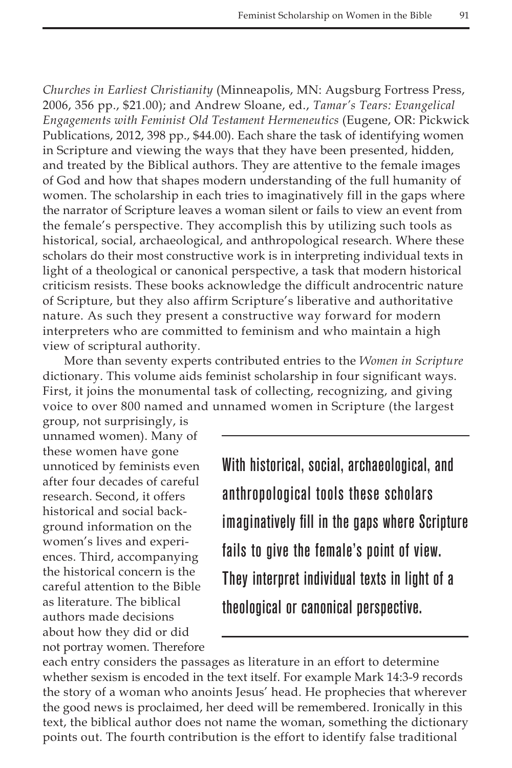*Churches in Earliest Christianity* (Minneapolis, MN: Augsburg Fortress Press, 2006, 356 pp., $21.00); and Andrew Sloane, ed., *Tamar's Tears: Evangelical Engagements with Feminist Old Testament Hermeneutics* (Eugene, OR: Pickwick Publications, 2012, 398 pp., $44.00). Each share the task of identifying women in Scripture and viewing the ways that they have been presented, hidden, and treated by the Biblical authors. They are attentive to the female images of God and how that shapes modern understanding of the full humanity of women. The scholarship in each tries to imaginatively fill in the gaps where the narrator of Scripture leaves a woman silent or fails to view an event from the female's perspective. They accomplish this by utilizing such tools as historical, social, archaeological, and anthropological research. Where these scholars do their most constructive work is in interpreting individual texts in light of a theological or canonical perspective, a task that modern historical criticism resists. These books acknowledge the difficult androcentric nature of Scripture, but they also affirm Scripture's liberative and authoritative nature. As such they present a constructive way forward for modern interpreters who are committed to feminism and who maintain a high view of scriptural authority.

More than seventy experts contributed entries to the *Women in Scripture* dictionary. This volume aids feminist scholarship in four significant ways. First, it joins the monumental task of collecting, recognizing, and giving voice to over 800 named and unnamed women in Scripture (the largest group, not surprisingly, is unnamed women). Many of these women have gone unnoticed by feminists even after four decades of careful research. Second, it offers historical and social background information on the women's lives and experiences. Third, accompanying the historical concern is the careful attention to the Bible as literature. The biblical authors made decisions about how they did or did not portray women. Therefore each entry considers the passages as literature in an effort to determine whether sexism is encoded in the text itself. For example Mark 14:3-9 records the story of a woman who anoints Jesus' head. He prophecies that wherever the good news is proclaimed, her deed will be remembered. Ironically in this text, the biblical author does not name the woman, something the dictionary points out. The fourth contribution is the effort to identify false traditional

> With historical, social, archaeological, and anthropological tools these scholars imaginatively fill in the gaps where Scripture fails to give the female's point of view. They interpret individual texts in light of a theological or canonical perspective.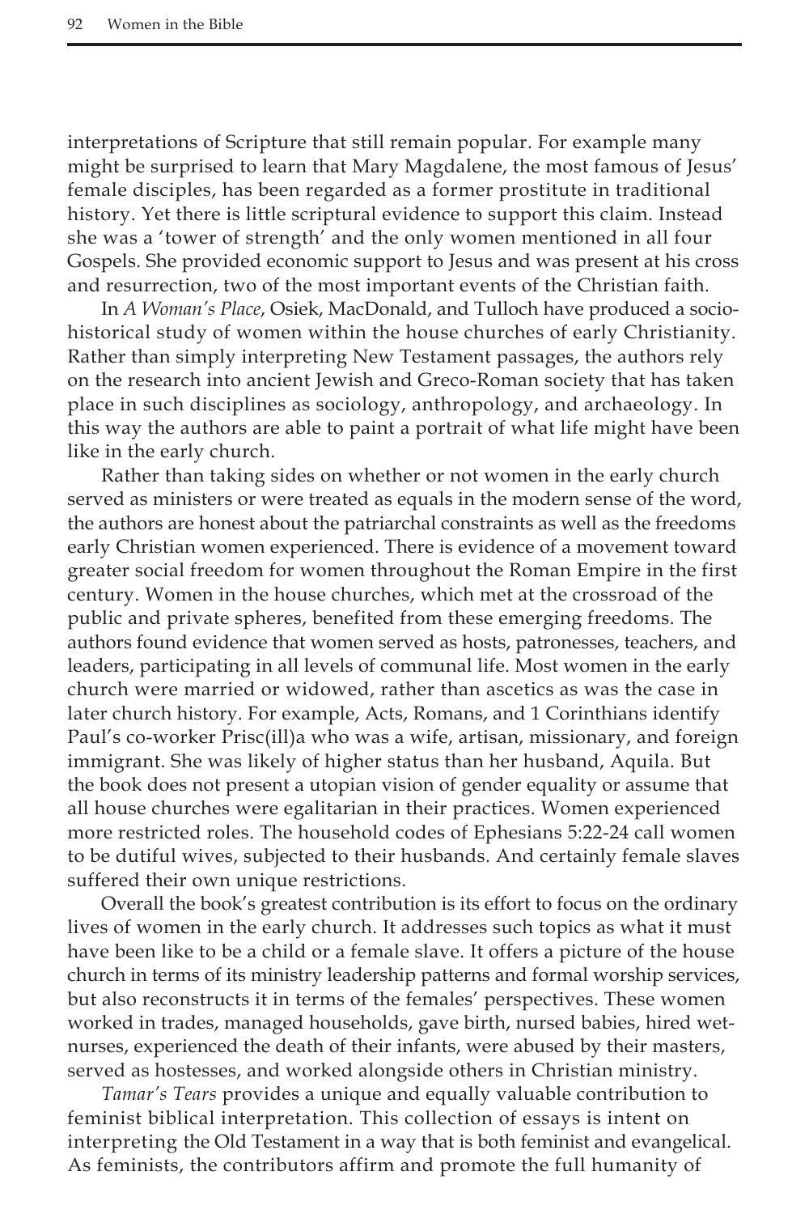interpretations of Scripture that still remain popular. For example many might be surprised to learn that Mary Magdalene, the most famous of Jesus' female disciples, has been regarded as a former prostitute in traditional history. Yet there is little scriptural evidence to support this claim. Instead she was a 'tower of strength' and the only women mentioned in all four Gospels. She provided economic support to Jesus and was present at his cross and resurrection, two of the most important events of the Christian faith.

In *A Woman's Place*, Osiek, MacDonald, and Tulloch have produced a socio-historical study of women within the house churches of early Christianity. Rather than simply interpreting New Testament passages, the authors rely on the research into ancient Jewish and Greco-Roman society that has taken place in such disciplines as sociology, anthropology, and archaeology. In this way the authors are able to paint a portrait of what life might have been like in the early church.

Rather than taking sides on whether or not women in the early church served as ministers or were treated as equals in the modern sense of the word, the authors are honest about the patriarchal constraints as well as the freedoms early Christian women experienced. There is evidence of a movement toward greater social freedom for women throughout the Roman Empire in the first century. Women in the house churches, which met at the crossroad of the public and private spheres, benefited from these emerging freedoms. The authors found evidence that women served as hosts, patronesses, teachers, and leaders, participating in all levels of communal life. Most women in the early church were married or widowed, rather than ascetics as was the case in later church history. For example, Acts, Romans, and 1 Corinthians identify Paul's co-worker Prisc(ill)a who was a wife, artisan, missionary, and foreign immigrant. She was likely of higher status than her husband, Aquila. But the book does not present a utopian vision of gender equality or assume that all house churches were egalitarian in their practices. Women experienced more restricted roles. The household codes of Ephesians 5:22-24 call women to be dutiful wives, subjected to their husbands. And certainly female slaves suffered their own unique restrictions.

Overall the book's greatest contribution is its effort to focus on the ordinary lives of women in the early church. It addresses such topics as what it must have been like to be a child or a female slave. It offers a picture of the house church in terms of its ministry leadership patterns and formal worship services, but also reconstructs it in terms of the females' perspectives. These women worked in trades, managed households, gave birth, nursed babies, hired wet-nurses, experienced the death of their infants, were abused by their masters, served as hostesses, and worked alongside others in Christian ministry.

*Tamar's Tears* provides a unique and equally valuable contribution to feminist biblical interpretation. This collection of essays is intent on interpreting the Old Testament in a way that is both feminist and evangelical. As feminists, the contributors affirm and promote the full humanity of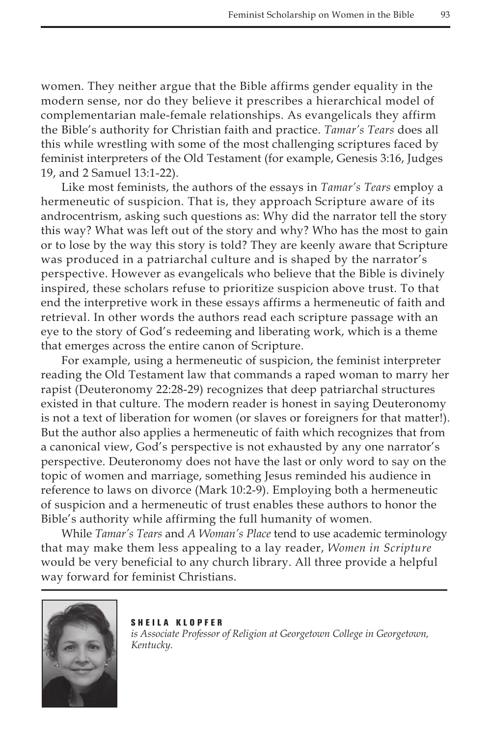women. They neither argue that the Bible affirms gender equality in the modern sense, nor do they believe it prescribes a hierarchical model of complementarian male-female relationships. As evangelicals they affirm the Bible's authority for Christian faith and practice. *Tamar's Tears* does all this while wrestling with some of the most challenging scriptures faced by feminist interpreters of the Old Testament (for example, Genesis 3:16, Judges 19, and 2 Samuel 13:1-22).

Like most feminists, the authors of the essays in *Tamar's Tears* employ a hermeneutic of suspicion. That is, they approach Scripture aware of its androcentrism, asking such questions as: Why did the narrator tell the story this way? What was left out of the story and why? Who has the most to gain or to lose by the way this story is told? They are keenly aware that Scripture was produced in a patriarchal culture and is shaped by the narrator's perspective. However as evangelicals who believe that the Bible is divinely inspired, these scholars refuse to prioritize suspicion above trust. To that end the interpretive work in these essays affirms a hermeneutic of faith and retrieval. In other words the authors read each scripture passage with an eye to the story of God's redeeming and liberating work, which is a theme that emerges across the entire canon of Scripture.

For example, using a hermeneutic of suspicion, the feminist interpreter reading the Old Testament law that commands a raped woman to marry her rapist (Deuteronomy 22:28-29) recognizes that deep patriarchal structures existed in that culture. The modern reader is honest in saying Deuteronomy is not a text of liberation for women (or slaves or foreigners for that matter!). But the author also applies a hermeneutic of faith which recognizes that from a canonical view, God's perspective is not exhausted by any one narrator's perspective. Deuteronomy does not have the last or only word to say on the topic of women and marriage, something Jesus reminded his audience in reference to laws on divorce (Mark 10:2-9). Employing both a hermeneutic of suspicion and a hermeneutic of trust enables these authors to honor the Bible's authority while affirming the full humanity of women.

While *Tamar's Tears* and *A Woman's Place* tend to use academic terminology that may make them less appealing to a lay reader, *Women in Scripture* would be very beneficial to any church library. All three provide a helpful way forward for feminist Christians.

---

**SHEILA KLOPFER**
*is Associate Professor of Religion at Georgetown College in Georgetown, Kentucky.*